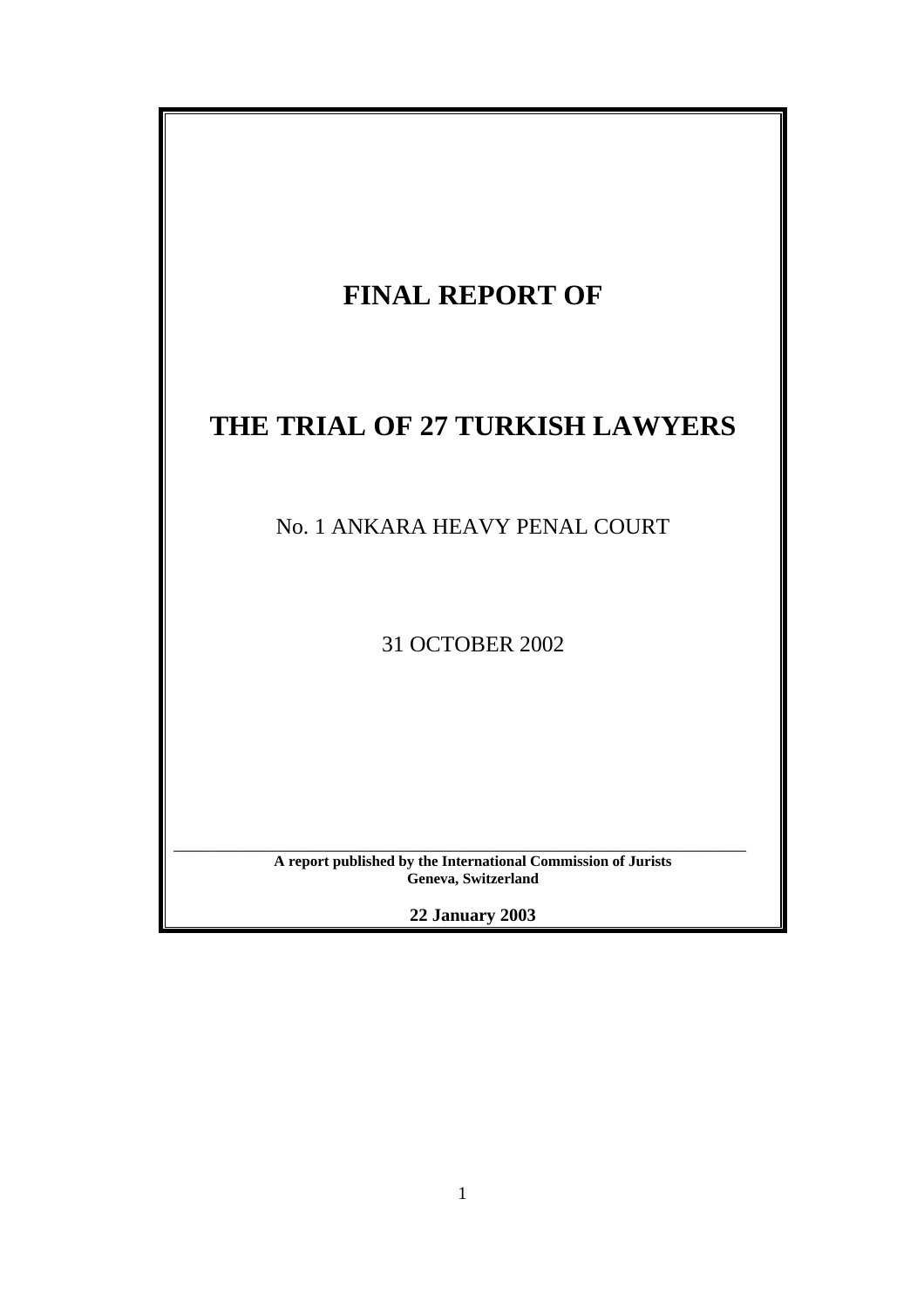# FINAL REPORT OF

# THE TRIAL OF 27 TURKISH LAWYERS

No. 1 ANKARA HEAVY PENAL COURT

31 OCTOBER 2002

---

**A report published by the International Commission of Jurists**
**Geneva, Switzerland**

**22 January 2003**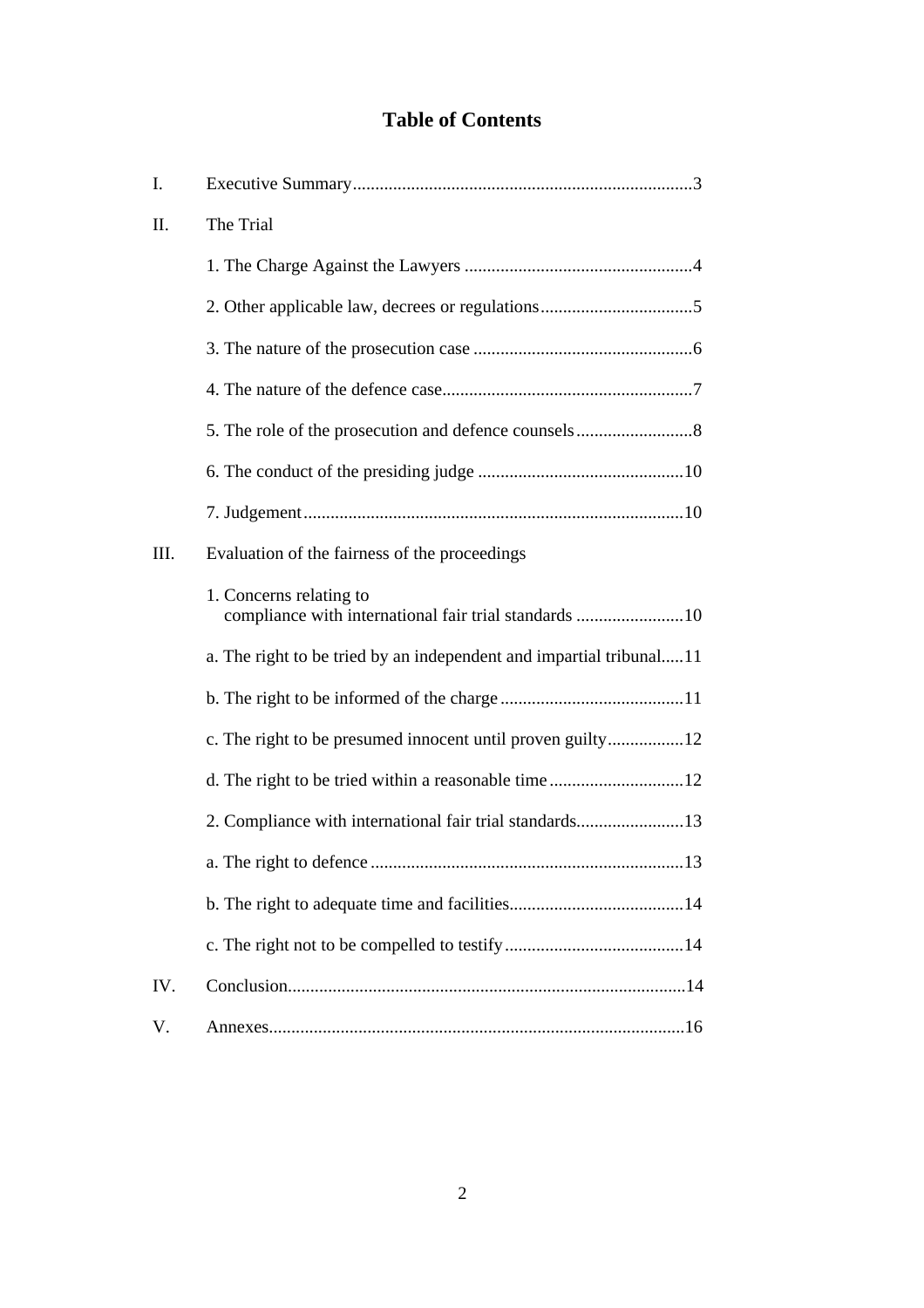# Table of Contents

I. Executive Summary ........................................................................... 3

II. The Trial

1. The Charge Against the Lawyers ................................................... 4
2. Other applicable law, decrees or regulations .................................. 5
3. The nature of the prosecution case ................................................. 6
4. The nature of the defence case ........................................................ 7
5. The role of the prosecution and defence counsels .......................... 8
6. The conduct of the presiding judge .............................................. 10
7. Judgement .................................................................................... 10

III. Evaluation of the fairness of the proceedings

1. Concerns relating to compliance with international fair trial standards ........................ 10

a. The right to be tried by an independent and impartial tribunal ..... 11

b. The right to be informed of the charge ......................................... 11

c. The right to be presumed innocent until proven guilty ................. 12

d. The right to be tried within a reasonable time .............................. 12

2. Compliance with international fair trial standards ........................ 13

a. The right to defence ...................................................................... 13

b. The right to adequate time and facilities ....................................... 14

c. The right not to be compelled to testify ........................................ 14

IV. Conclusion ........................................................................................ 14

V. Annexes ............................................................................................ 16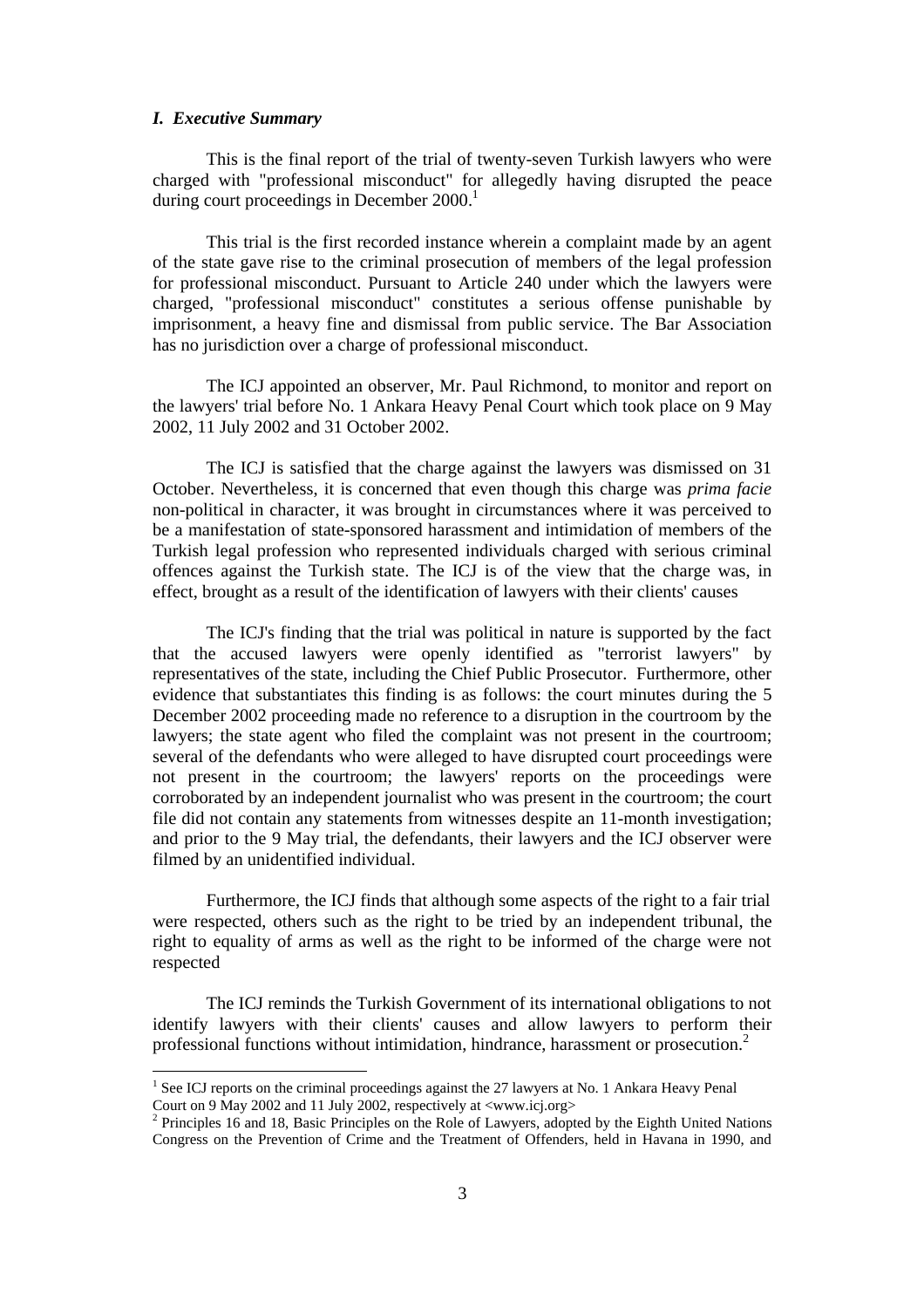## *I. Executive Summary*

This is the final report of the trial of twenty-seven Turkish lawyers who were charged with "professional misconduct" for allegedly having disrupted the peace during court proceedings in December 2000.[1]

This trial is the first recorded instance wherein a complaint made by an agent of the state gave rise to the criminal prosecution of members of the legal profession for professional misconduct. Pursuant to Article 240 under which the lawyers were charged, "professional misconduct" constitutes a serious offense punishable by imprisonment, a heavy fine and dismissal from public service. The Bar Association has no jurisdiction over a charge of professional misconduct.

The ICJ appointed an observer, Mr. Paul Richmond, to monitor and report on the lawyers' trial before No. 1 Ankara Heavy Penal Court which took place on 9 May 2002, 11 July 2002 and 31 October 2002.

The ICJ is satisfied that the charge against the lawyers was dismissed on 31 October. Nevertheless, it is concerned that even though this charge was *prima facie* non-political in character, it was brought in circumstances where it was perceived to be a manifestation of state-sponsored harassment and intimidation of members of the Turkish legal profession who represented individuals charged with serious criminal offences against the Turkish state. The ICJ is of the view that the charge was, in effect, brought as a result of the identification of lawyers with their clients' causes

The ICJ's finding that the trial was political in nature is supported by the fact that the accused lawyers were openly identified as "terrorist lawyers" by representatives of the state, including the Chief Public Prosecutor. Furthermore, other evidence that substantiates this finding is as follows: the court minutes during the 5 December 2002 proceeding made no reference to a disruption in the courtroom by the lawyers; the state agent who filed the complaint was not present in the courtroom; several of the defendants who were alleged to have disrupted court proceedings were not present in the courtroom; the lawyers' reports on the proceedings were corroborated by an independent journalist who was present in the courtroom; the court file did not contain any statements from witnesses despite an 11-month investigation; and prior to the 9 May trial, the defendants, their lawyers and the ICJ observer were filmed by an unidentified individual.

Furthermore, the ICJ finds that although some aspects of the right to a fair trial were respected, others such as the right to be tried by an independent tribunal, the right to equality of arms as well as the right to be informed of the charge were not respected

The ICJ reminds the Turkish Government of its international obligations to not identify lawyers with their clients' causes and allow lawyers to perform their professional functions without intimidation, hindrance, harassment or prosecution.[2]

---

[1] See ICJ reports on the criminal proceedings against the 27 lawyers at No. 1 Ankara Heavy Penal Court on 9 May 2002 and 11 July 2002, respectively at <www.icj.org>

[2] Principles 16 and 18, Basic Principles on the Role of Lawyers, adopted by the Eighth United Nations Congress on the Prevention of Crime and the Treatment of Offenders, held in Havana in 1990, and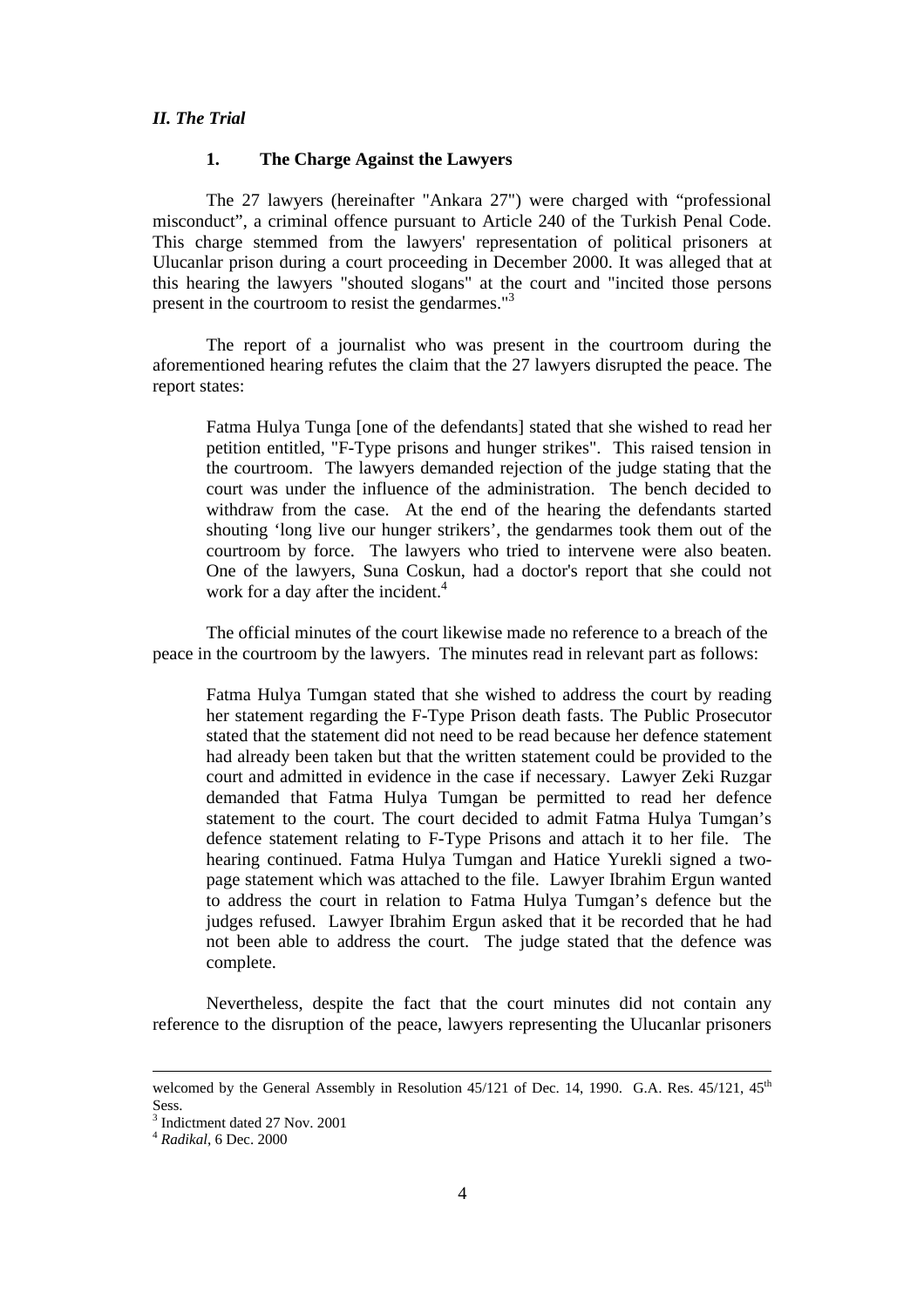*II. The Trial*

### 1. The Charge Against the Lawyers

The 27 lawyers (hereinafter "Ankara 27") were charged with "professional misconduct", a criminal offence pursuant to Article 240 of the Turkish Penal Code. This charge stemmed from the lawyers' representation of political prisoners at Ulucanlar prison during a court proceeding in December 2000. It was alleged that at this hearing the lawyers "shouted slogans" at the court and "incited those persons present in the courtroom to resist the gendarmes."[3]

The report of a journalist who was present in the courtroom during the aforementioned hearing refutes the claim that the 27 lawyers disrupted the peace. The report states:

> Fatma Hulya Tunga [one of the defendants] stated that she wished to read her petition entitled, "F-Type prisons and hunger strikes". This raised tension in the courtroom. The lawyers demanded rejection of the judge stating that the court was under the influence of the administration. The bench decided to withdraw from the case. At the end of the hearing the defendants started shouting 'long live our hunger strikers', the gendarmes took them out of the courtroom by force. The lawyers who tried to intervene were also beaten. One of the lawyers, Suna Coskun, had a doctor's report that she could not work for a day after the incident.[4]

The official minutes of the court likewise made no reference to a breach of the peace in the courtroom by the lawyers. The minutes read in relevant part as follows:

> Fatma Hulya Tumgan stated that she wished to address the court by reading her statement regarding the F-Type Prison death fasts. The Public Prosecutor stated that the statement did not need to be read because her defence statement had already been taken but that the written statement could be provided to the court and admitted in evidence in the case if necessary. Lawyer Zeki Ruzgar demanded that Fatma Hulya Tumgan be permitted to read her defence statement to the court. The court decided to admit Fatma Hulya Tumgan's defence statement relating to F-Type Prisons and attach it to her file. The hearing continued. Fatma Hulya Tumgan and Hatice Yurekli signed a two-page statement which was attached to the file. Lawyer Ibrahim Ergun wanted to address the court in relation to Fatma Hulya Tumgan's defence but the judges refused. Lawyer Ibrahim Ergun asked that it be recorded that he had not been able to address the court. The judge stated that the defence was complete.

Nevertheless, despite the fact that the court minutes did not contain any reference to the disruption of the peace, lawyers representing the Ulucanlar prisoners

---

welcomed by the General Assembly in Resolution 45/121 of Dec. 14, 1990. G.A. Res. 45/121, 45th Sess.

[3] Indictment dated 27 Nov. 2001

[4] *Radikal*, 6 Dec. 2000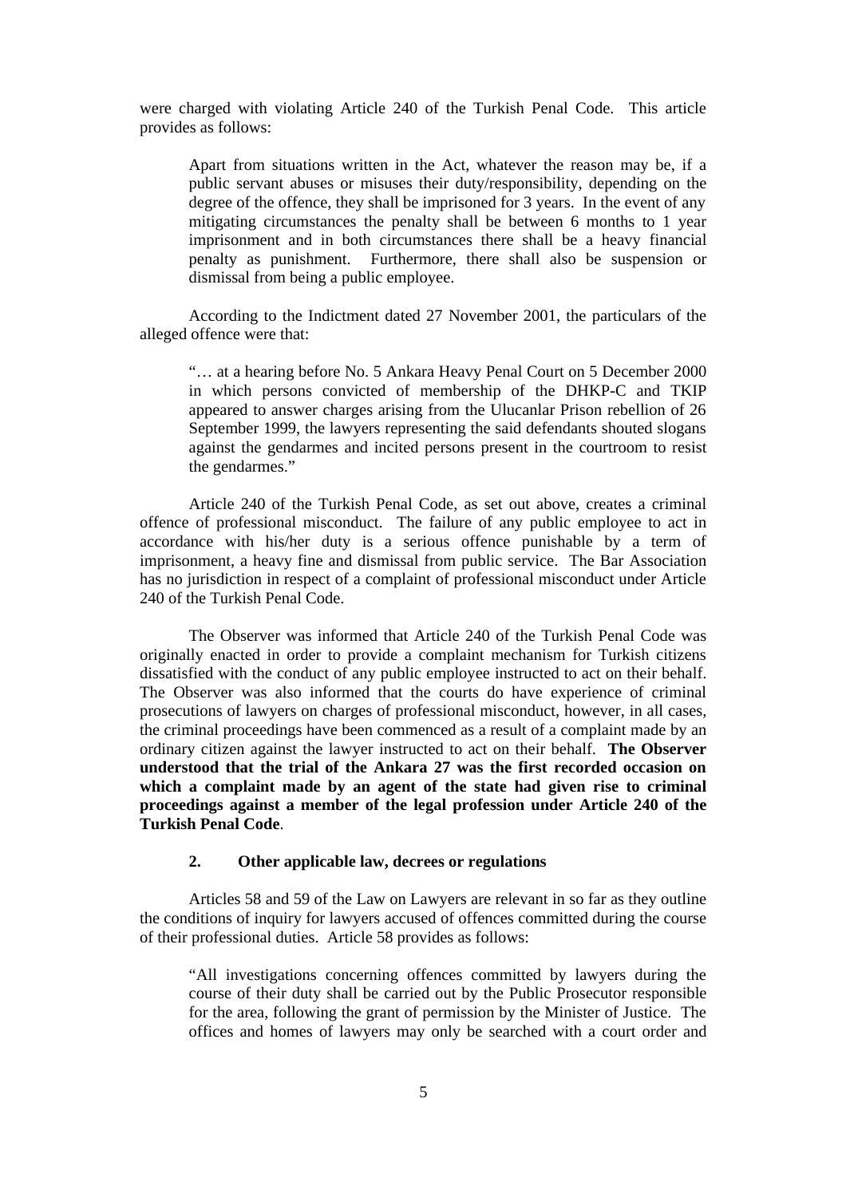were charged with violating Article 240 of the Turkish Penal Code. This article provides as follows:

> Apart from situations written in the Act, whatever the reason may be, if a public servant abuses or misuses their duty/responsibility, depending on the degree of the offence, they shall be imprisoned for 3 years. In the event of any mitigating circumstances the penalty shall be between 6 months to 1 year imprisonment and in both circumstances there shall be a heavy financial penalty as punishment. Furthermore, there shall also be suspension or dismissal from being a public employee.

According to the Indictment dated 27 November 2001, the particulars of the alleged offence were that:

> "… at a hearing before No. 5 Ankara Heavy Penal Court on 5 December 2000 in which persons convicted of membership of the DHKP-C and TKIP appeared to answer charges arising from the Ulucanlar Prison rebellion of 26 September 1999, the lawyers representing the said defendants shouted slogans against the gendarmes and incited persons present in the courtroom to resist the gendarmes."

Article 240 of the Turkish Penal Code, as set out above, creates a criminal offence of professional misconduct. The failure of any public employee to act in accordance with his/her duty is a serious offence punishable by a term of imprisonment, a heavy fine and dismissal from public service. The Bar Association has no jurisdiction in respect of a complaint of professional misconduct under Article 240 of the Turkish Penal Code.

The Observer was informed that Article 240 of the Turkish Penal Code was originally enacted in order to provide a complaint mechanism for Turkish citizens dissatisfied with the conduct of any public employee instructed to act on their behalf. The Observer was also informed that the courts do have experience of criminal prosecutions of lawyers on charges of professional misconduct, however, in all cases, the criminal proceedings have been commenced as a result of a complaint made by an ordinary citizen against the lawyer instructed to act on their behalf. **The Observer understood that the trial of the Ankara 27 was the first recorded occasion on which a complaint made by an agent of the state had given rise to criminal proceedings against a member of the legal profession under Article 240 of the Turkish Penal Code**.

#### 2. Other applicable law, decrees or regulations

Articles 58 and 59 of the Law on Lawyers are relevant in so far as they outline the conditions of inquiry for lawyers accused of offences committed during the course of their professional duties. Article 58 provides as follows:

> "All investigations concerning offences committed by lawyers during the course of their duty shall be carried out by the Public Prosecutor responsible for the area, following the grant of permission by the Minister of Justice. The offices and homes of lawyers may only be searched with a court order and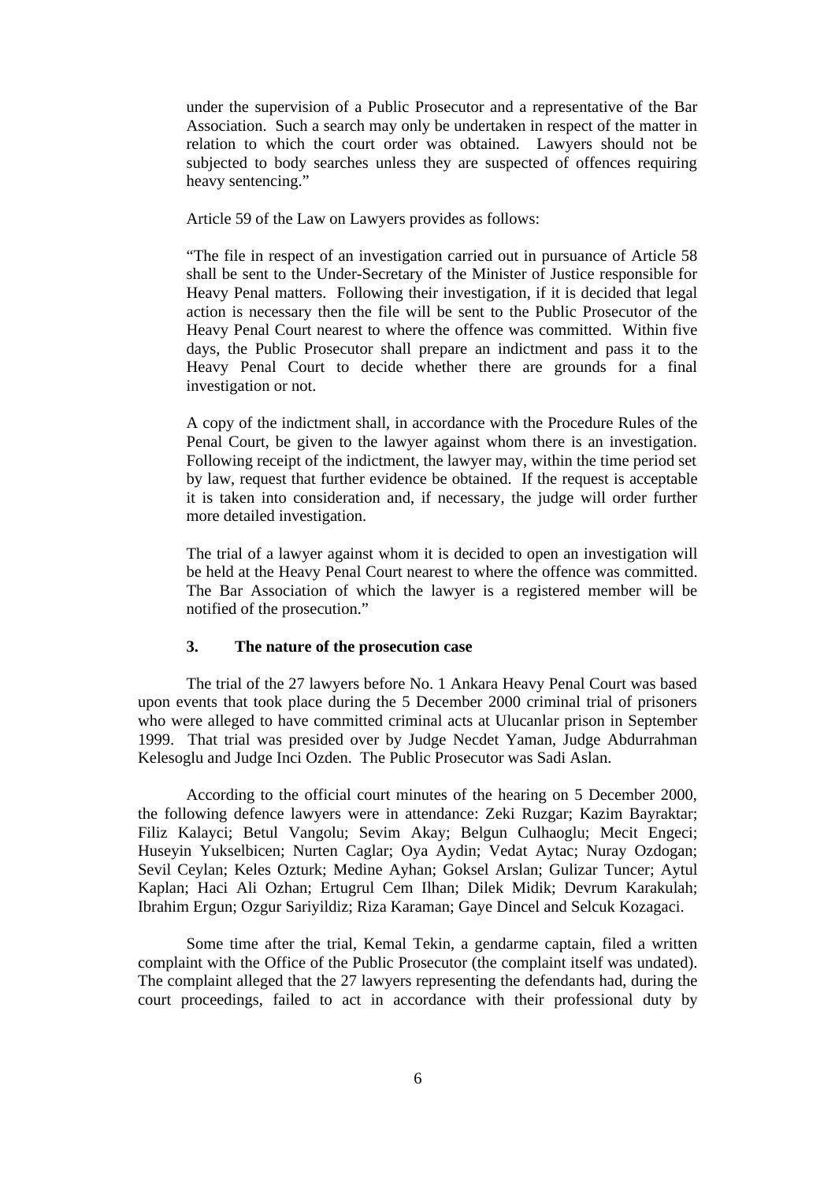under the supervision of a Public Prosecutor and a representative of the Bar Association. Such a search may only be undertaken in respect of the matter in relation to which the court order was obtained. Lawyers should not be subjected to body searches unless they are suspected of offences requiring heavy sentencing."

Article 59 of the Law on Lawyers provides as follows:

"The file in respect of an investigation carried out in pursuance of Article 58 shall be sent to the Under-Secretary of the Minister of Justice responsible for Heavy Penal matters. Following their investigation, if it is decided that legal action is necessary then the file will be sent to the Public Prosecutor of the Heavy Penal Court nearest to where the offence was committed. Within five days, the Public Prosecutor shall prepare an indictment and pass it to the Heavy Penal Court to decide whether there are grounds for a final investigation or not.

A copy of the indictment shall, in accordance with the Procedure Rules of the Penal Court, be given to the lawyer against whom there is an investigation. Following receipt of the indictment, the lawyer may, within the time period set by law, request that further evidence be obtained. If the request is acceptable it is taken into consideration and, if necessary, the judge will order further more detailed investigation.

The trial of a lawyer against whom it is decided to open an investigation will be held at the Heavy Penal Court nearest to where the offence was committed. The Bar Association of which the lawyer is a registered member will be notified of the prosecution."

### 3. The nature of the prosecution case

The trial of the 27 lawyers before No. 1 Ankara Heavy Penal Court was based upon events that took place during the 5 December 2000 criminal trial of prisoners who were alleged to have committed criminal acts at Ulucanlar prison in September 1999. That trial was presided over by Judge Necdet Yaman, Judge Abdurrahman Kelesoglu and Judge Inci Ozden. The Public Prosecutor was Sadi Aslan.

According to the official court minutes of the hearing on 5 December 2000, the following defence lawyers were in attendance: Zeki Ruzgar; Kazim Bayraktar; Filiz Kalayci; Betul Vangolu; Sevim Akay; Belgun Culhaoglu; Mecit Engeci; Huseyin Yukselbicen; Nurten Caglar; Oya Aydin; Vedat Aytac; Nuray Ozdogan; Sevil Ceylan; Keles Ozturk; Medine Ayhan; Goksel Arslan; Gulizar Tuncer; Aytul Kaplan; Haci Ali Ozhan; Ertugrul Cem Ilhan; Dilek Midik; Devrum Karakulah; Ibrahim Ergun; Ozgur Sariyildiz; Riza Karaman; Gaye Dincel and Selcuk Kozagaci.

Some time after the trial, Kemal Tekin, a gendarme captain, filed a written complaint with the Office of the Public Prosecutor (the complaint itself was undated). The complaint alleged that the 27 lawyers representing the defendants had, during the court proceedings, failed to act in accordance with their professional duty by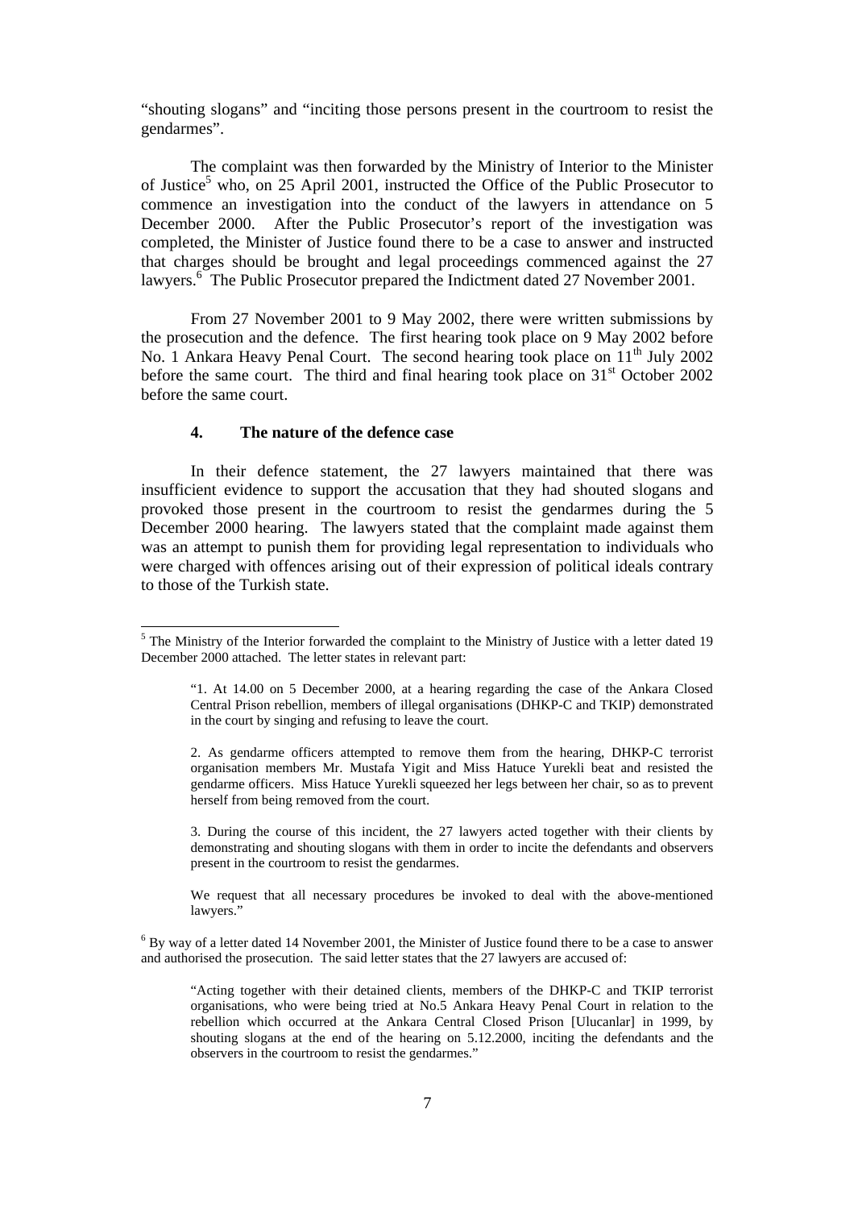"shouting slogans" and "inciting those persons present in the courtroom to resist the gendarmes".

The complaint was then forwarded by the Ministry of Interior to the Minister of Justice[5] who, on 25 April 2001, instructed the Office of the Public Prosecutor to commence an investigation into the conduct of the lawyers in attendance on 5 December 2000. After the Public Prosecutor's report of the investigation was completed, the Minister of Justice found there to be a case to answer and instructed that charges should be brought and legal proceedings commenced against the 27 lawyers.[6] The Public Prosecutor prepared the Indictment dated 27 November 2001.

From 27 November 2001 to 9 May 2002, there were written submissions by the prosecution and the defence. The first hearing took place on 9 May 2002 before No. 1 Ankara Heavy Penal Court. The second hearing took place on 11th July 2002 before the same court. The third and final hearing took place on 31st October 2002 before the same court.

### 4. The nature of the defence case

In their defence statement, the 27 lawyers maintained that there was insufficient evidence to support the accusation that they had shouted slogans and provoked those present in the courtroom to resist the gendarmes during the 5 December 2000 hearing. The lawyers stated that the complaint made against them was an attempt to punish them for providing legal representation to individuals who were charged with offences arising out of their expression of political ideals contrary to those of the Turkish state.

---

[5] The Ministry of the Interior forwarded the complaint to the Ministry of Justice with a letter dated 19 December 2000 attached. The letter states in relevant part:

> "1. At 14.00 on 5 December 2000, at a hearing regarding the case of the Ankara Closed Central Prison rebellion, members of illegal organisations (DHKP-C and TKIP) demonstrated in the court by singing and refusing to leave the court.
>
> 2. As gendarme officers attempted to remove them from the hearing, DHKP-C terrorist organisation members Mr. Mustafa Yigit and Miss Hatuce Yurekli beat and resisted the gendarme officers. Miss Hatuce Yurekli squeezed her legs between her chair, so as to prevent herself from being removed from the court.
>
> 3. During the course of this incident, the 27 lawyers acted together with their clients by demonstrating and shouting slogans with them in order to incite the defendants and observers present in the courtroom to resist the gendarmes.
>
> We request that all necessary procedures be invoked to deal with the above-mentioned lawyers."

[6] By way of a letter dated 14 November 2001, the Minister of Justice found there to be a case to answer and authorised the prosecution. The said letter states that the 27 lawyers are accused of:

> "Acting together with their detained clients, members of the DHKP-C and TKIP terrorist organisations, who were being tried at No.5 Ankara Heavy Penal Court in relation to the rebellion which occurred at the Ankara Central Closed Prison [Ulucanlar] in 1999, by shouting slogans at the end of the hearing on 5.12.2000, inciting the defendants and the observers in the courtroom to resist the gendarmes."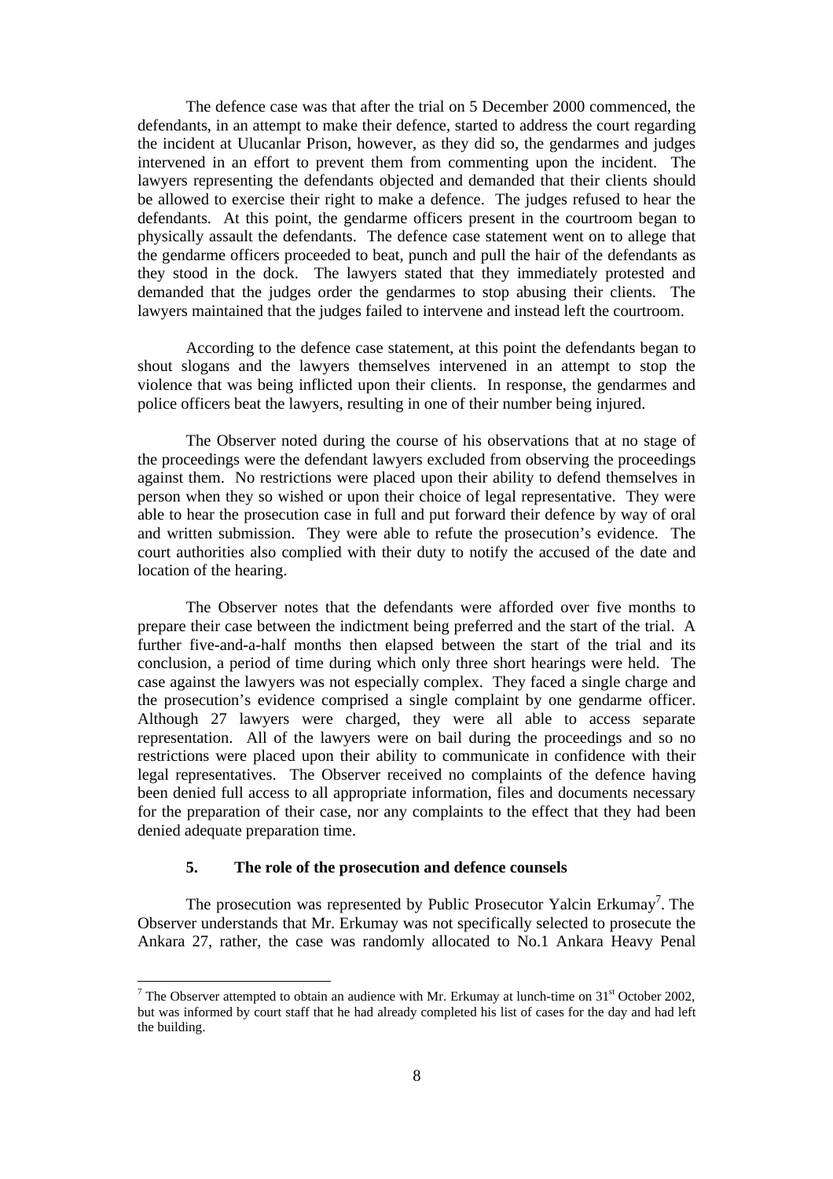The defence case was that after the trial on 5 December 2000 commenced, the defendants, in an attempt to make their defence, started to address the court regarding the incident at Ulucanlar Prison, however, as they did so, the gendarmes and judges intervened in an effort to prevent them from commenting upon the incident. The lawyers representing the defendants objected and demanded that their clients should be allowed to exercise their right to make a defence. The judges refused to hear the defendants. At this point, the gendarme officers present in the courtroom began to physically assault the defendants. The defence case statement went on to allege that the gendarme officers proceeded to beat, punch and pull the hair of the defendants as they stood in the dock. The lawyers stated that they immediately protested and demanded that the judges order the gendarmes to stop abusing their clients. The lawyers maintained that the judges failed to intervene and instead left the courtroom.

According to the defence case statement, at this point the defendants began to shout slogans and the lawyers themselves intervened in an attempt to stop the violence that was being inflicted upon their clients. In response, the gendarmes and police officers beat the lawyers, resulting in one of their number being injured.

The Observer noted during the course of his observations that at no stage of the proceedings were the defendant lawyers excluded from observing the proceedings against them. No restrictions were placed upon their ability to defend themselves in person when they so wished or upon their choice of legal representative. They were able to hear the prosecution case in full and put forward their defence by way of oral and written submission. They were able to refute the prosecution's evidence. The court authorities also complied with their duty to notify the accused of the date and location of the hearing.

The Observer notes that the defendants were afforded over five months to prepare their case between the indictment being preferred and the start of the trial. A further five-and-a-half months then elapsed between the start of the trial and its conclusion, a period of time during which only three short hearings were held. The case against the lawyers was not especially complex. They faced a single charge and the prosecution's evidence comprised a single complaint by one gendarme officer. Although 27 lawyers were charged, they were all able to access separate representation. All of the lawyers were on bail during the proceedings and so no restrictions were placed upon their ability to communicate in confidence with their legal representatives. The Observer received no complaints of the defence having been denied full access to all appropriate information, files and documents necessary for the preparation of their case, nor any complaints to the effect that they had been denied adequate preparation time.

## 5. The role of the prosecution and defence counsels

The prosecution was represented by Public Prosecutor Yalcin Erkumay[7]. The Observer understands that Mr. Erkumay was not specifically selected to prosecute the Ankara 27, rather, the case was randomly allocated to No.1 Ankara Heavy Penal

[7] The Observer attempted to obtain an audience with Mr. Erkumay at lunch-time on 31st October 2002, but was informed by court staff that he had already completed his list of cases for the day and had left the building.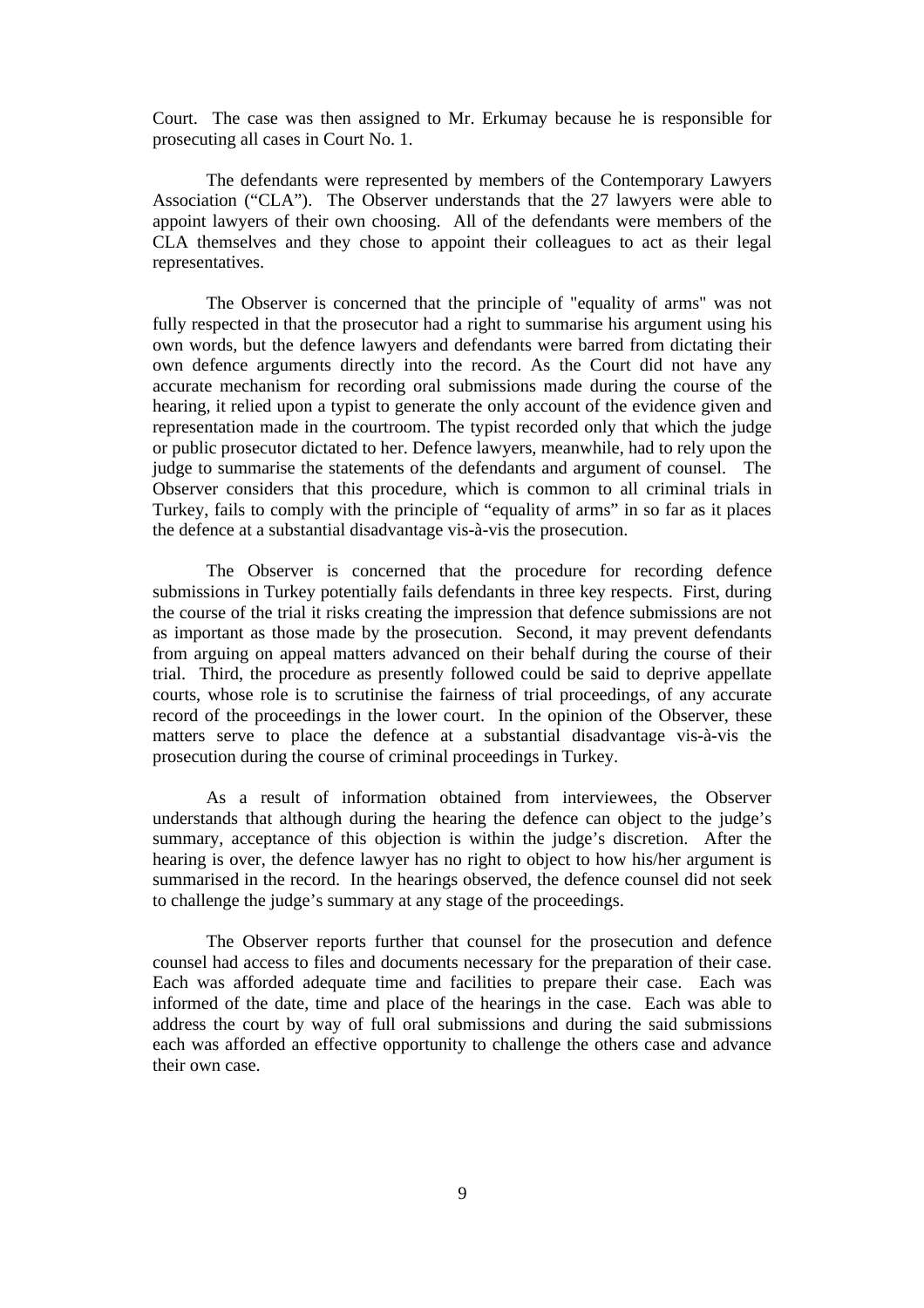Court. The case was then assigned to Mr. Erkumay because he is responsible for prosecuting all cases in Court No. 1.

The defendants were represented by members of the Contemporary Lawyers Association ("CLA"). The Observer understands that the 27 lawyers were able to appoint lawyers of their own choosing. All of the defendants were members of the CLA themselves and they chose to appoint their colleagues to act as their legal representatives.

The Observer is concerned that the principle of "equality of arms" was not fully respected in that the prosecutor had a right to summarise his argument using his own words, but the defence lawyers and defendants were barred from dictating their own defence arguments directly into the record. As the Court did not have any accurate mechanism for recording oral submissions made during the course of the hearing, it relied upon a typist to generate the only account of the evidence given and representation made in the courtroom. The typist recorded only that which the judge or public prosecutor dictated to her. Defence lawyers, meanwhile, had to rely upon the judge to summarise the statements of the defendants and argument of counsel. The Observer considers that this procedure, which is common to all criminal trials in Turkey, fails to comply with the principle of "equality of arms" in so far as it places the defence at a substantial disadvantage vis-à-vis the prosecution.

The Observer is concerned that the procedure for recording defence submissions in Turkey potentially fails defendants in three key respects. First, during the course of the trial it risks creating the impression that defence submissions are not as important as those made by the prosecution. Second, it may prevent defendants from arguing on appeal matters advanced on their behalf during the course of their trial. Third, the procedure as presently followed could be said to deprive appellate courts, whose role is to scrutinise the fairness of trial proceedings, of any accurate record of the proceedings in the lower court. In the opinion of the Observer, these matters serve to place the defence at a substantial disadvantage vis-à-vis the prosecution during the course of criminal proceedings in Turkey.

As a result of information obtained from interviewees, the Observer understands that although during the hearing the defence can object to the judge's summary, acceptance of this objection is within the judge's discretion. After the hearing is over, the defence lawyer has no right to object to how his/her argument is summarised in the record. In the hearings observed, the defence counsel did not seek to challenge the judge's summary at any stage of the proceedings.

The Observer reports further that counsel for the prosecution and defence counsel had access to files and documents necessary for the preparation of their case. Each was afforded adequate time and facilities to prepare their case. Each was informed of the date, time and place of the hearings in the case. Each was able to address the court by way of full oral submissions and during the said submissions each was afforded an effective opportunity to challenge the others case and advance their own case.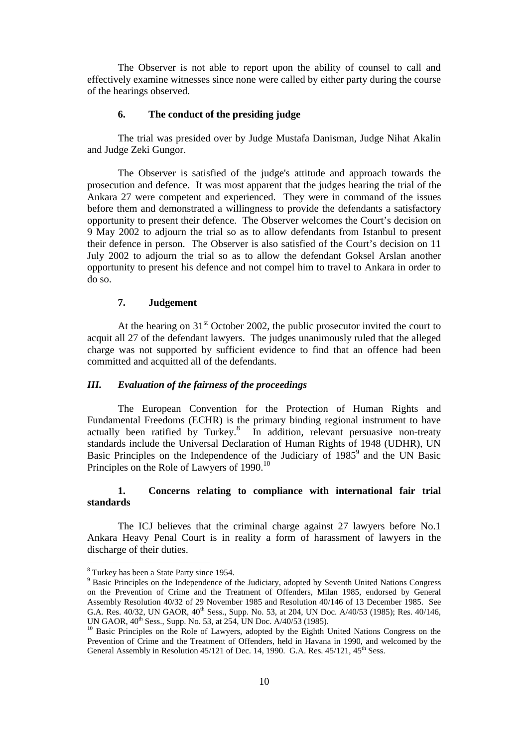The Observer is not able to report upon the ability of counsel to call and effectively examine witnesses since none were called by either party during the course of the hearings observed.

### 6. The conduct of the presiding judge

The trial was presided over by Judge Mustafa Danisman, Judge Nihat Akalin and Judge Zeki Gungor.

The Observer is satisfied of the judge's attitude and approach towards the prosecution and defence. It was most apparent that the judges hearing the trial of the Ankara 27 were competent and experienced. They were in command of the issues before them and demonstrated a willingness to provide the defendants a satisfactory opportunity to present their defence. The Observer welcomes the Court's decision on 9 May 2002 to adjourn the trial so as to allow defendants from Istanbul to present their defence in person. The Observer is also satisfied of the Court's decision on 11 July 2002 to adjourn the trial so as to allow the defendant Goksel Arslan another opportunity to present his defence and not compel him to travel to Ankara in order to do so.

### 7. Judgement

At the hearing on 31st October 2002, the public prosecutor invited the court to acquit all 27 of the defendant lawyers. The judges unanimously ruled that the alleged charge was not supported by sufficient evidence to find that an offence had been committed and acquitted all of the defendants.

## *III. Evaluation of the fairness of the proceedings*

The European Convention for the Protection of Human Rights and Fundamental Freedoms (ECHR) is the primary binding regional instrument to have actually been ratified by Turkey.[8] In addition, relevant persuasive non-treaty standards include the Universal Declaration of Human Rights of 1948 (UDHR), UN Basic Principles on the Independence of the Judiciary of 1985[9] and the UN Basic Principles on the Role of Lawyers of 1990.[10]

### 1. Concerns relating to compliance with international fair trial standards

The ICJ believes that the criminal charge against 27 lawyers before No.1 Ankara Heavy Penal Court is in reality a form of harassment of lawyers in the discharge of their duties.

---

[8] Turkey has been a State Party since 1954.

[9] Basic Principles on the Independence of the Judiciary, adopted by Seventh United Nations Congress on the Prevention of Crime and the Treatment of Offenders, Milan 1985, endorsed by General Assembly Resolution 40/32 of 29 November 1985 and Resolution 40/146 of 13 December 1985. See G.A. Res. 40/32, UN GAOR, 40th Sess., Supp. No. 53, at 204, UN Doc. A/40/53 (1985); Res. 40/146, UN GAOR, 40th Sess., Supp. No. 53, at 254, UN Doc. A/40/53 (1985).

[10] Basic Principles on the Role of Lawyers, adopted by the Eighth United Nations Congress on the Prevention of Crime and the Treatment of Offenders, held in Havana in 1990, and welcomed by the General Assembly in Resolution 45/121 of Dec. 14, 1990. G.A. Res. 45/121, 45th Sess.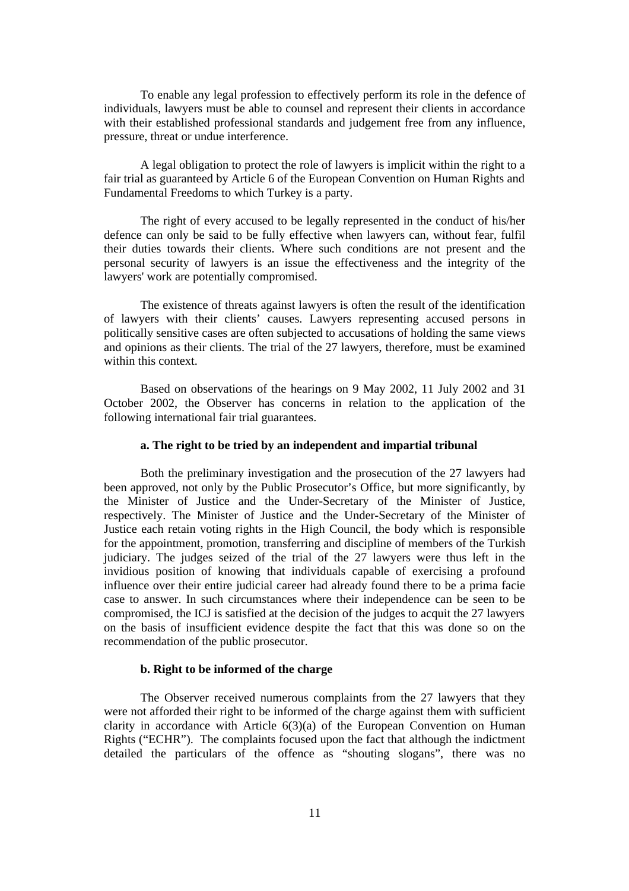To enable any legal profession to effectively perform its role in the defence of individuals, lawyers must be able to counsel and represent their clients in accordance with their established professional standards and judgement free from any influence, pressure, threat or undue interference.

A legal obligation to protect the role of lawyers is implicit within the right to a fair trial as guaranteed by Article 6 of the European Convention on Human Rights and Fundamental Freedoms to which Turkey is a party.

The right of every accused to be legally represented in the conduct of his/her defence can only be said to be fully effective when lawyers can, without fear, fulfil their duties towards their clients. Where such conditions are not present and the personal security of lawyers is an issue the effectiveness and the integrity of the lawyers' work are potentially compromised.

The existence of threats against lawyers is often the result of the identification of lawyers with their clients' causes. Lawyers representing accused persons in politically sensitive cases are often subjected to accusations of holding the same views and opinions as their clients. The trial of the 27 lawyers, therefore, must be examined within this context.

Based on observations of the hearings on 9 May 2002, 11 July 2002 and 31 October 2002, the Observer has concerns in relation to the application of the following international fair trial guarantees.

#### a. The right to be tried by an independent and impartial tribunal

Both the preliminary investigation and the prosecution of the 27 lawyers had been approved, not only by the Public Prosecutor's Office, but more significantly, by the Minister of Justice and the Under-Secretary of the Minister of Justice, respectively. The Minister of Justice and the Under-Secretary of the Minister of Justice each retain voting rights in the High Council, the body which is responsible for the appointment, promotion, transferring and discipline of members of the Turkish judiciary. The judges seized of the trial of the 27 lawyers were thus left in the invidious position of knowing that individuals capable of exercising a profound influence over their entire judicial career had already found there to be a prima facie case to answer. In such circumstances where their independence can be seen to be compromised, the ICJ is satisfied at the decision of the judges to acquit the 27 lawyers on the basis of insufficient evidence despite the fact that this was done so on the recommendation of the public prosecutor.

#### b. Right to be informed of the charge

The Observer received numerous complaints from the 27 lawyers that they were not afforded their right to be informed of the charge against them with sufficient clarity in accordance with Article 6(3)(a) of the European Convention on Human Rights ("ECHR"). The complaints focused upon the fact that although the indictment detailed the particulars of the offence as "shouting slogans", there was no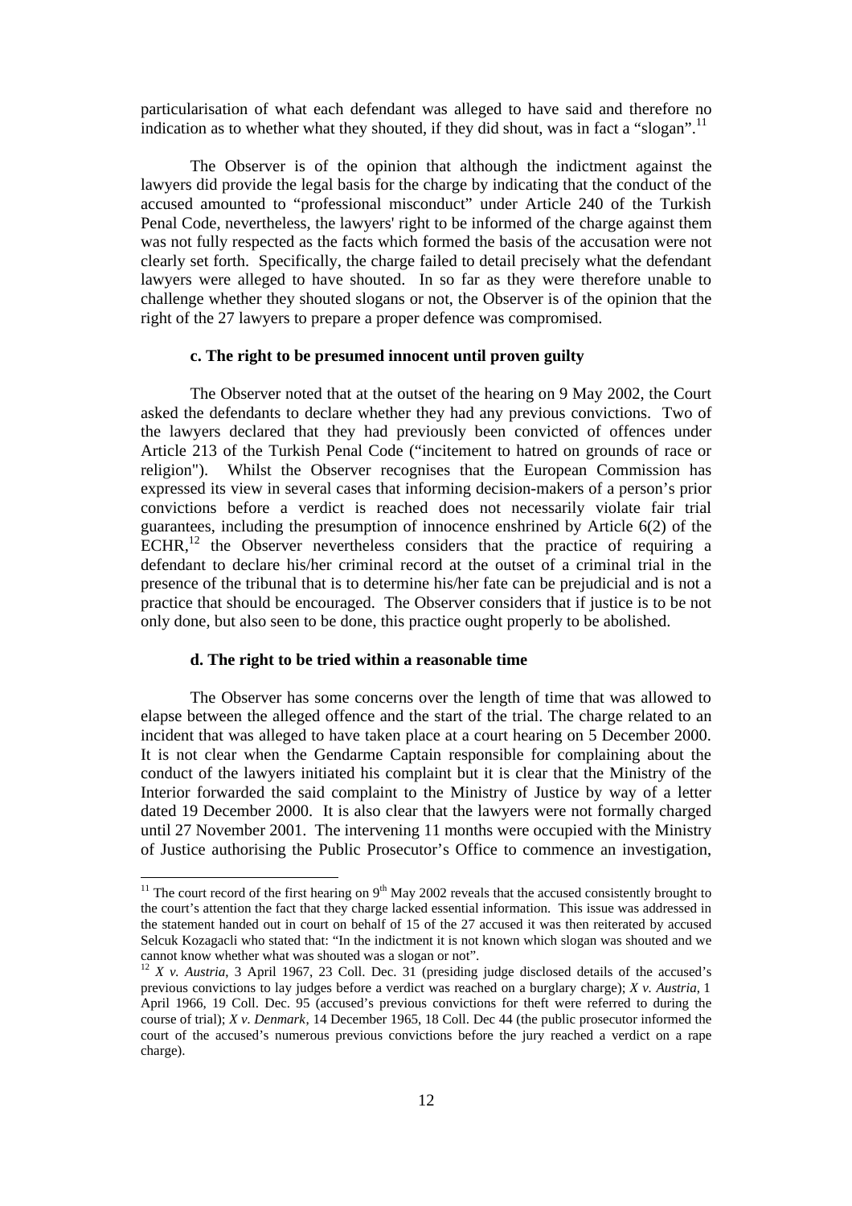particularisation of what each defendant was alleged to have said and therefore no indication as to whether what they shouted, if they did shout, was in fact a "slogan".[11]

The Observer is of the opinion that although the indictment against the lawyers did provide the legal basis for the charge by indicating that the conduct of the accused amounted to "professional misconduct" under Article 240 of the Turkish Penal Code, nevertheless, the lawyers' right to be informed of the charge against them was not fully respected as the facts which formed the basis of the accusation were not clearly set forth. Specifically, the charge failed to detail precisely what the defendant lawyers were alleged to have shouted. In so far as they were therefore unable to challenge whether they shouted slogans or not, the Observer is of the opinion that the right of the 27 lawyers to prepare a proper defence was compromised.

#### c. The right to be presumed innocent until proven guilty

The Observer noted that at the outset of the hearing on 9 May 2002, the Court asked the defendants to declare whether they had any previous convictions. Two of the lawyers declared that they had previously been convicted of offences under Article 213 of the Turkish Penal Code ("incitement to hatred on grounds of race or religion"). Whilst the Observer recognises that the European Commission has expressed its view in several cases that informing decision-makers of a person's prior convictions before a verdict is reached does not necessarily violate fair trial guarantees, including the presumption of innocence enshrined by Article 6(2) of the ECHR,[12] the Observer nevertheless considers that the practice of requiring a defendant to declare his/her criminal record at the outset of a criminal trial in the presence of the tribunal that is to determine his/her fate can be prejudicial and is not a practice that should be encouraged. The Observer considers that if justice is to be not only done, but also seen to be done, this practice ought properly to be abolished.

#### d. The right to be tried within a reasonable time

The Observer has some concerns over the length of time that was allowed to elapse between the alleged offence and the start of the trial. The charge related to an incident that was alleged to have taken place at a court hearing on 5 December 2000. It is not clear when the Gendarme Captain responsible for complaining about the conduct of the lawyers initiated his complaint but it is clear that the Ministry of the Interior forwarded the said complaint to the Ministry of Justice by way of a letter dated 19 December 2000. It is also clear that the lawyers were not formally charged until 27 November 2001. The intervening 11 months were occupied with the Ministry of Justice authorising the Public Prosecutor's Office to commence an investigation,

---

[11] The court record of the first hearing on 9th May 2002 reveals that the accused consistently brought to the court's attention the fact that they charge lacked essential information. This issue was addressed in the statement handed out in court on behalf of 15 of the 27 accused it was then reiterated by accused Selcuk Kozagacli who stated that: "In the indictment it is not known which slogan was shouted and we cannot know whether what was shouted was a slogan or not".

[12] *X v. Austria*, 3 April 1967, 23 Coll. Dec. 31 (presiding judge disclosed details of the accused's previous convictions to lay judges before a verdict was reached on a burglary charge); *X v. Austria*, 1 April 1966, 19 Coll. Dec. 95 (accused's previous convictions for theft were referred to during the course of trial); *X v. Denmark*, 14 December 1965, 18 Coll. Dec 44 (the public prosecutor informed the court of the accused's numerous previous convictions before the jury reached a verdict on a rape charge).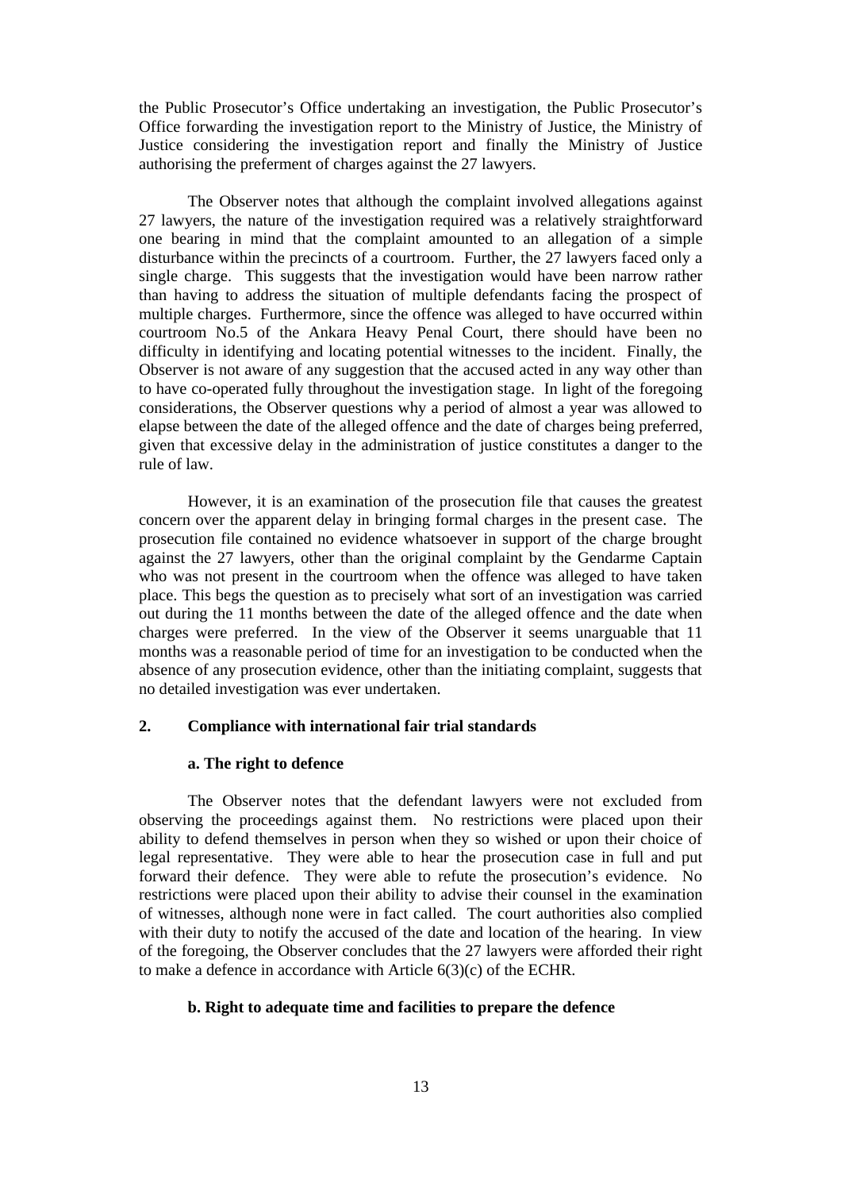the Public Prosecutor's Office undertaking an investigation, the Public Prosecutor's Office forwarding the investigation report to the Ministry of Justice, the Ministry of Justice considering the investigation report and finally the Ministry of Justice authorising the preferment of charges against the 27 lawyers.

The Observer notes that although the complaint involved allegations against 27 lawyers, the nature of the investigation required was a relatively straightforward one bearing in mind that the complaint amounted to an allegation of a simple disturbance within the precincts of a courtroom. Further, the 27 lawyers faced only a single charge. This suggests that the investigation would have been narrow rather than having to address the situation of multiple defendants facing the prospect of multiple charges. Furthermore, since the offence was alleged to have occurred within courtroom No.5 of the Ankara Heavy Penal Court, there should have been no difficulty in identifying and locating potential witnesses to the incident. Finally, the Observer is not aware of any suggestion that the accused acted in any way other than to have co-operated fully throughout the investigation stage. In light of the foregoing considerations, the Observer questions why a period of almost a year was allowed to elapse between the date of the alleged offence and the date of charges being preferred, given that excessive delay in the administration of justice constitutes a danger to the rule of law.

However, it is an examination of the prosecution file that causes the greatest concern over the apparent delay in bringing formal charges in the present case. The prosecution file contained no evidence whatsoever in support of the charge brought against the 27 lawyers, other than the original complaint by the Gendarme Captain who was not present in the courtroom when the offence was alleged to have taken place. This begs the question as to precisely what sort of an investigation was carried out during the 11 months between the date of the alleged offence and the date when charges were preferred. In the view of the Observer it seems unarguable that 11 months was a reasonable period of time for an investigation to be conducted when the absence of any prosecution evidence, other than the initiating complaint, suggests that no detailed investigation was ever undertaken.

## 2. Compliance with international fair trial standards

### a. The right to defence

The Observer notes that the defendant lawyers were not excluded from observing the proceedings against them. No restrictions were placed upon their ability to defend themselves in person when they so wished or upon their choice of legal representative. They were able to hear the prosecution case in full and put forward their defence. They were able to refute the prosecution's evidence. No restrictions were placed upon their ability to advise their counsel in the examination of witnesses, although none were in fact called. The court authorities also complied with their duty to notify the accused of the date and location of the hearing. In view of the foregoing, the Observer concludes that the 27 lawyers were afforded their right to make a defence in accordance with Article 6(3)(c) of the ECHR.

### b. Right to adequate time and facilities to prepare the defence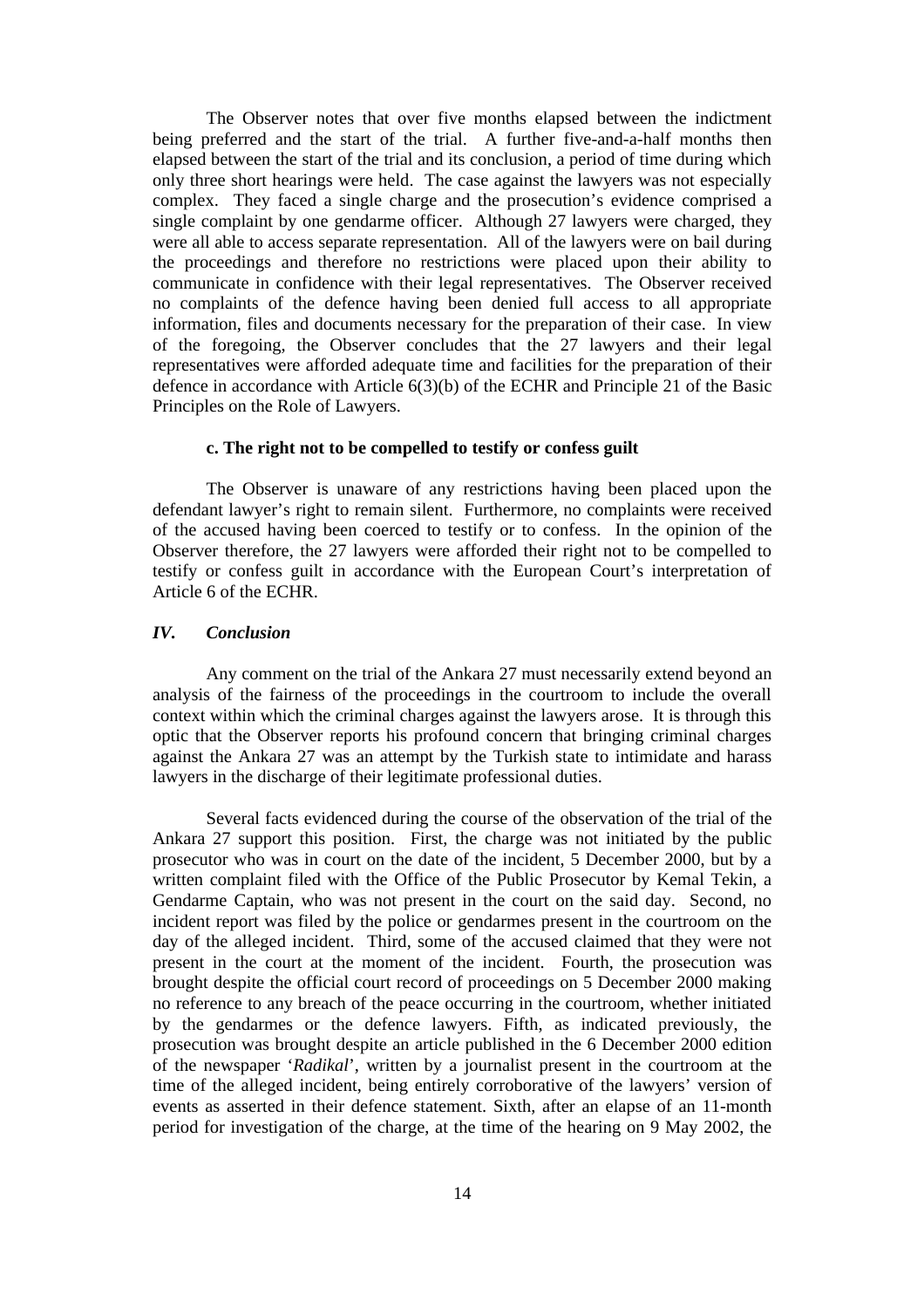The Observer notes that over five months elapsed between the indictment being preferred and the start of the trial. A further five-and-a-half months then elapsed between the start of the trial and its conclusion, a period of time during which only three short hearings were held. The case against the lawyers was not especially complex. They faced a single charge and the prosecution's evidence comprised a single complaint by one gendarme officer. Although 27 lawyers were charged, they were all able to access separate representation. All of the lawyers were on bail during the proceedings and therefore no restrictions were placed upon their ability to communicate in confidence with their legal representatives. The Observer received no complaints of the defence having been denied full access to all appropriate information, files and documents necessary for the preparation of their case. In view of the foregoing, the Observer concludes that the 27 lawyers and their legal representatives were afforded adequate time and facilities for the preparation of their defence in accordance with Article 6(3)(b) of the ECHR and Principle 21 of the Basic Principles on the Role of Lawyers.

#### c. The right not to be compelled to testify or confess guilt

The Observer is unaware of any restrictions having been placed upon the defendant lawyer's right to remain silent. Furthermore, no complaints were received of the accused having been coerced to testify or to confess. In the opinion of the Observer therefore, the 27 lawyers were afforded their right not to be compelled to testify or confess guilt in accordance with the European Court's interpretation of Article 6 of the ECHR.

## *IV. Conclusion*

Any comment on the trial of the Ankara 27 must necessarily extend beyond an analysis of the fairness of the proceedings in the courtroom to include the overall context within which the criminal charges against the lawyers arose. It is through this optic that the Observer reports his profound concern that bringing criminal charges against the Ankara 27 was an attempt by the Turkish state to intimidate and harass lawyers in the discharge of their legitimate professional duties.

Several facts evidenced during the course of the observation of the trial of the Ankara 27 support this position. First, the charge was not initiated by the public prosecutor who was in court on the date of the incident, 5 December 2000, but by a written complaint filed with the Office of the Public Prosecutor by Kemal Tekin, a Gendarme Captain, who was not present in the court on the said day. Second, no incident report was filed by the police or gendarmes present in the courtroom on the day of the alleged incident. Third, some of the accused claimed that they were not present in the court at the moment of the incident. Fourth, the prosecution was brought despite the official court record of proceedings on 5 December 2000 making no reference to any breach of the peace occurring in the courtroom, whether initiated by the gendarmes or the defence lawyers. Fifth, as indicated previously, the prosecution was brought despite an article published in the 6 December 2000 edition of the newspaper '*Radikal*', written by a journalist present in the courtroom at the time of the alleged incident, being entirely corroborative of the lawyers' version of events as asserted in their defence statement. Sixth, after an elapse of an 11-month period for investigation of the charge, at the time of the hearing on 9 May 2002, the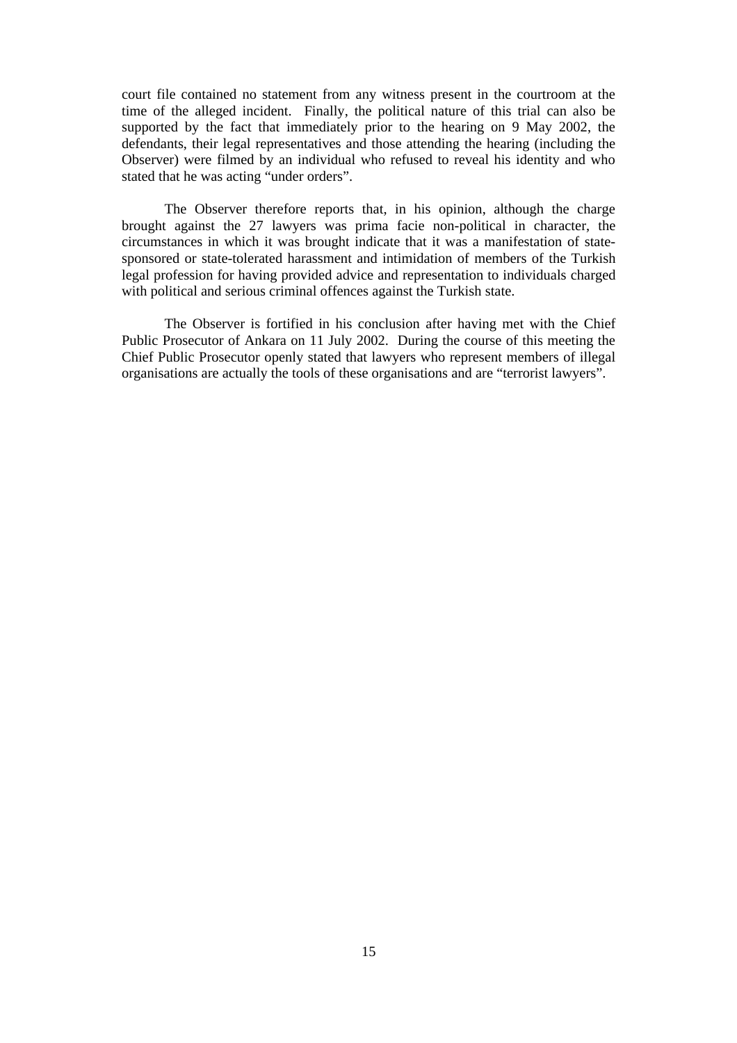court file contained no statement from any witness present in the courtroom at the time of the alleged incident. Finally, the political nature of this trial can also be supported by the fact that immediately prior to the hearing on 9 May 2002, the defendants, their legal representatives and those attending the hearing (including the Observer) were filmed by an individual who refused to reveal his identity and who stated that he was acting "under orders".

The Observer therefore reports that, in his opinion, although the charge brought against the 27 lawyers was prima facie non-political in character, the circumstances in which it was brought indicate that it was a manifestation of state-sponsored or state-tolerated harassment and intimidation of members of the Turkish legal profession for having provided advice and representation to individuals charged with political and serious criminal offences against the Turkish state.

The Observer is fortified in his conclusion after having met with the Chief Public Prosecutor of Ankara on 11 July 2002. During the course of this meeting the Chief Public Prosecutor openly stated that lawyers who represent members of illegal organisations are actually the tools of these organisations and are "terrorist lawyers".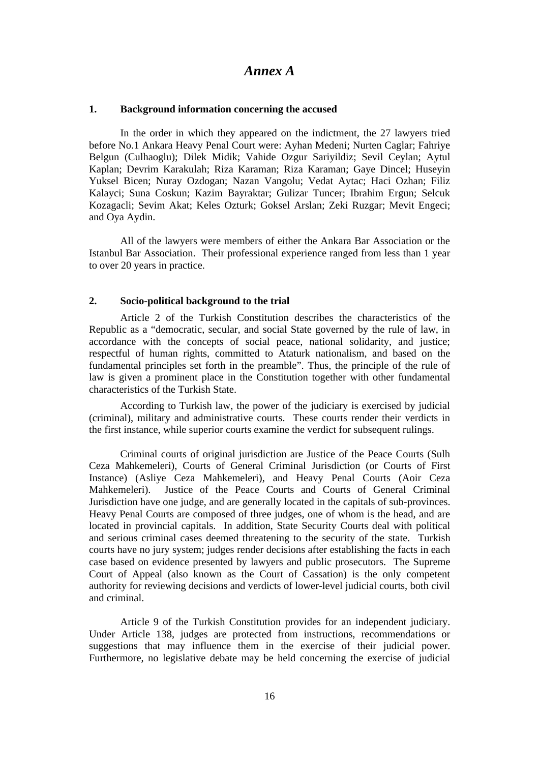# *Annex A*

## 1. Background information concerning the accused

In the order in which they appeared on the indictment, the 27 lawyers tried before No.1 Ankara Heavy Penal Court were: Ayhan Medeni; Nurten Caglar; Fahriye Belgun (Culhaoglu); Dilek Midik; Vahide Ozgur Sariyildiz; Sevil Ceylan; Aytul Kaplan; Devrim Karakulah; Riza Karaman; Riza Karaman; Gaye Dincel; Huseyin Yuksel Bicen; Nuray Ozdogan; Nazan Vangolu; Vedat Aytac; Haci Ozhan; Filiz Kalayci; Suna Coskun; Kazim Bayraktar; Gulizar Tuncer; Ibrahim Ergun; Selcuk Kozagacli; Sevim Akat; Keles Ozturk; Goksel Arslan; Zeki Ruzgar; Mevit Engeci; and Oya Aydin.

All of the lawyers were members of either the Ankara Bar Association or the Istanbul Bar Association. Their professional experience ranged from less than 1 year to over 20 years in practice.

## 2. Socio-political background to the trial

Article 2 of the Turkish Constitution describes the characteristics of the Republic as a "democratic, secular, and social State governed by the rule of law, in accordance with the concepts of social peace, national solidarity, and justice; respectful of human rights, committed to Ataturk nationalism, and based on the fundamental principles set forth in the preamble". Thus, the principle of the rule of law is given a prominent place in the Constitution together with other fundamental characteristics of the Turkish State.

According to Turkish law, the power of the judiciary is exercised by judicial (criminal), military and administrative courts. These courts render their verdicts in the first instance, while superior courts examine the verdict for subsequent rulings.

Criminal courts of original jurisdiction are Justice of the Peace Courts (Sulh Ceza Mahkemeleri), Courts of General Criminal Jurisdiction (or Courts of First Instance) (Asliye Ceza Mahkemeleri), and Heavy Penal Courts (Aoir Ceza Mahkemeleri). Justice of the Peace Courts and Courts of General Criminal Jurisdiction have one judge, and are generally located in the capitals of sub-provinces. Heavy Penal Courts are composed of three judges, one of whom is the head, and are located in provincial capitals. In addition, State Security Courts deal with political and serious criminal cases deemed threatening to the security of the state. Turkish courts have no jury system; judges render decisions after establishing the facts in each case based on evidence presented by lawyers and public prosecutors. The Supreme Court of Appeal (also known as the Court of Cassation) is the only competent authority for reviewing decisions and verdicts of lower-level judicial courts, both civil and criminal.

Article 9 of the Turkish Constitution provides for an independent judiciary. Under Article 138, judges are protected from instructions, recommendations or suggestions that may influence them in the exercise of their judicial power. Furthermore, no legislative debate may be held concerning the exercise of judicial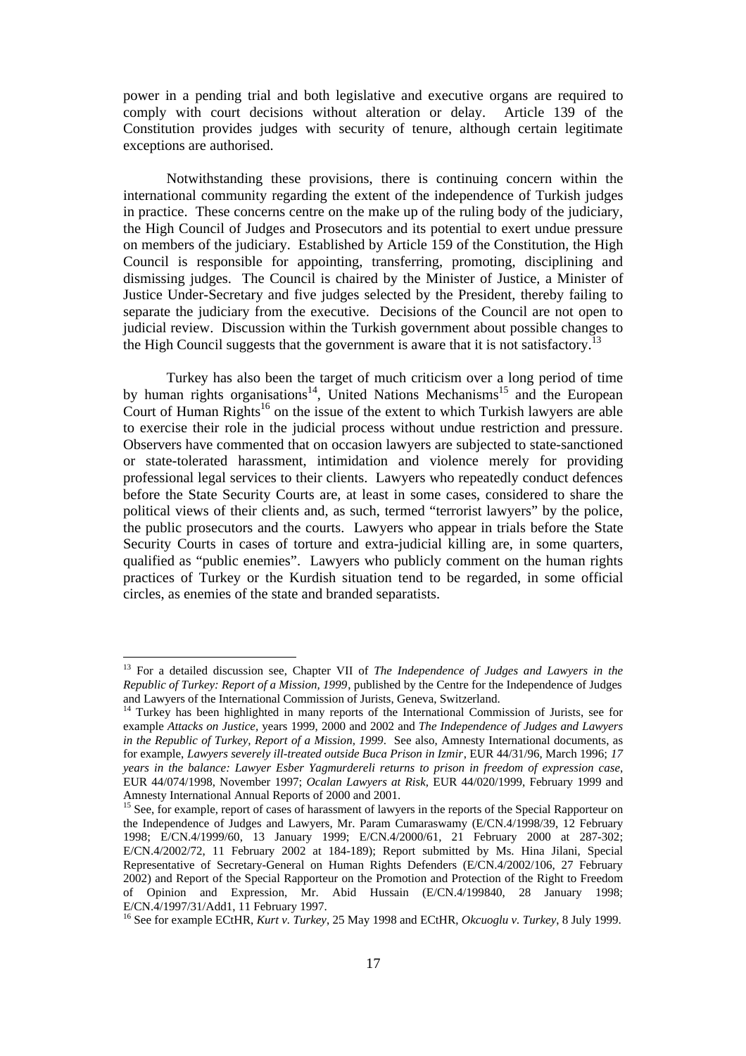power in a pending trial and both legislative and executive organs are required to comply with court decisions without alteration or delay. Article 139 of the Constitution provides judges with security of tenure, although certain legitimate exceptions are authorised.

Notwithstanding these provisions, there is continuing concern within the international community regarding the extent of the independence of Turkish judges in practice. These concerns centre on the make up of the ruling body of the judiciary, the High Council of Judges and Prosecutors and its potential to exert undue pressure on members of the judiciary. Established by Article 159 of the Constitution, the High Council is responsible for appointing, transferring, promoting, disciplining and dismissing judges. The Council is chaired by the Minister of Justice, a Minister of Justice Under-Secretary and five judges selected by the President, thereby failing to separate the judiciary from the executive. Decisions of the Council are not open to judicial review. Discussion within the Turkish government about possible changes to the High Council suggests that the government is aware that it is not satisfactory.[13]

Turkey has also been the target of much criticism over a long period of time by human rights organisations[14], United Nations Mechanisms[15] and the European Court of Human Rights[16] on the issue of the extent to which Turkish lawyers are able to exercise their role in the judicial process without undue restriction and pressure. Observers have commented that on occasion lawyers are subjected to state-sanctioned or state-tolerated harassment, intimidation and violence merely for providing professional legal services to their clients. Lawyers who repeatedly conduct defences before the State Security Courts are, at least in some cases, considered to share the political views of their clients and, as such, termed "terrorist lawyers" by the police, the public prosecutors and the courts. Lawyers who appear in trials before the State Security Courts in cases of torture and extra-judicial killing are, in some quarters, qualified as "public enemies". Lawyers who publicly comment on the human rights practices of Turkey or the Kurdish situation tend to be regarded, in some official circles, as enemies of the state and branded separatists.

---

[13] For a detailed discussion see, Chapter VII of *The Independence of Judges and Lawyers in the Republic of Turkey: Report of a Mission, 1999*, published by the Centre for the Independence of Judges and Lawyers of the International Commission of Jurists, Geneva, Switzerland.

[14] Turkey has been highlighted in many reports of the International Commission of Jurists, see for example *Attacks on Justice*, years 1999, 2000 and 2002 and *The Independence of Judges and Lawyers in the Republic of Turkey, Report of a Mission, 1999*. See also, Amnesty International documents, as for example, *Lawyers severely ill-treated outside Buca Prison in Izmir*, EUR 44/31/96, March 1996; *17 years in the balance: Lawyer Esber Yagmurdereli returns to prison in freedom of expression case*, EUR 44/074/1998, November 1997; *Ocalan Lawyers at Risk*, EUR 44/020/1999, February 1999 and Amnesty International Annual Reports of 2000 and 2001.

[15] See, for example, report of cases of harassment of lawyers in the reports of the Special Rapporteur on the Independence of Judges and Lawyers, Mr. Param Cumaraswamy (E/CN.4/1998/39, 12 February 1998; E/CN.4/1999/60, 13 January 1999; E/CN.4/2000/61, 21 February 2000 at 287-302; E/CN.4/2002/72, 11 February 2002 at 184-189); Report submitted by Ms. Hina Jilani, Special Representative of Secretary-General on Human Rights Defenders (E/CN.4/2002/106, 27 February 2002) and Report of the Special Rapporteur on the Promotion and Protection of the Right to Freedom of Opinion and Expression, Mr. Abid Hussain (E/CN.4/199840, 28 January 1998; E/CN.4/1997/31/Add1, 11 February 1997.

[16] See for example ECtHR, *Kurt v. Turkey*, 25 May 1998 and ECtHR, *Okcuoglu v. Turkey*, 8 July 1999.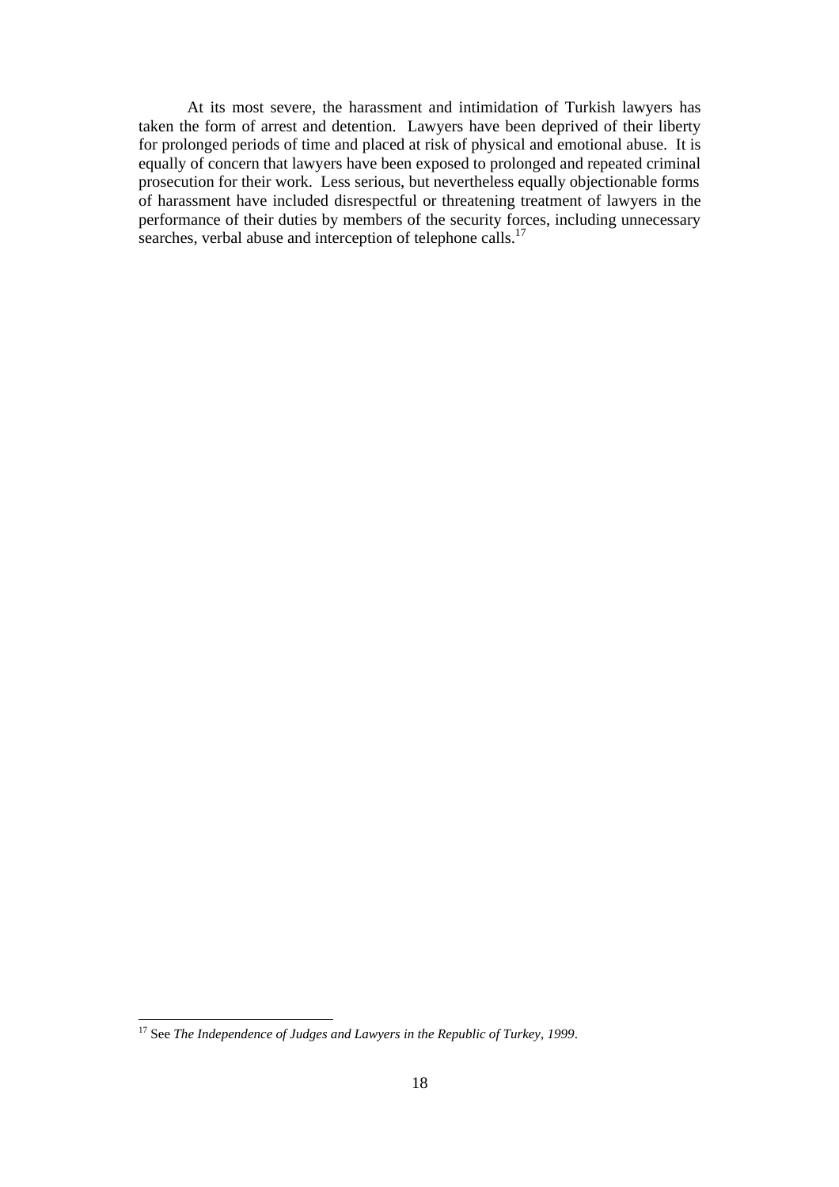At its most severe, the harassment and intimidation of Turkish lawyers has taken the form of arrest and detention. Lawyers have been deprived of their liberty for prolonged periods of time and placed at risk of physical and emotional abuse. It is equally of concern that lawyers have been exposed to prolonged and repeated criminal prosecution for their work. Less serious, but nevertheless equally objectionable forms of harassment have included disrespectful or threatening treatment of lawyers in the performance of their duties by members of the security forces, including unnecessary searches, verbal abuse and interception of telephone calls.[17]

---

[17] See *The Independence of Judges and Lawyers in the Republic of Turkey, 1999*.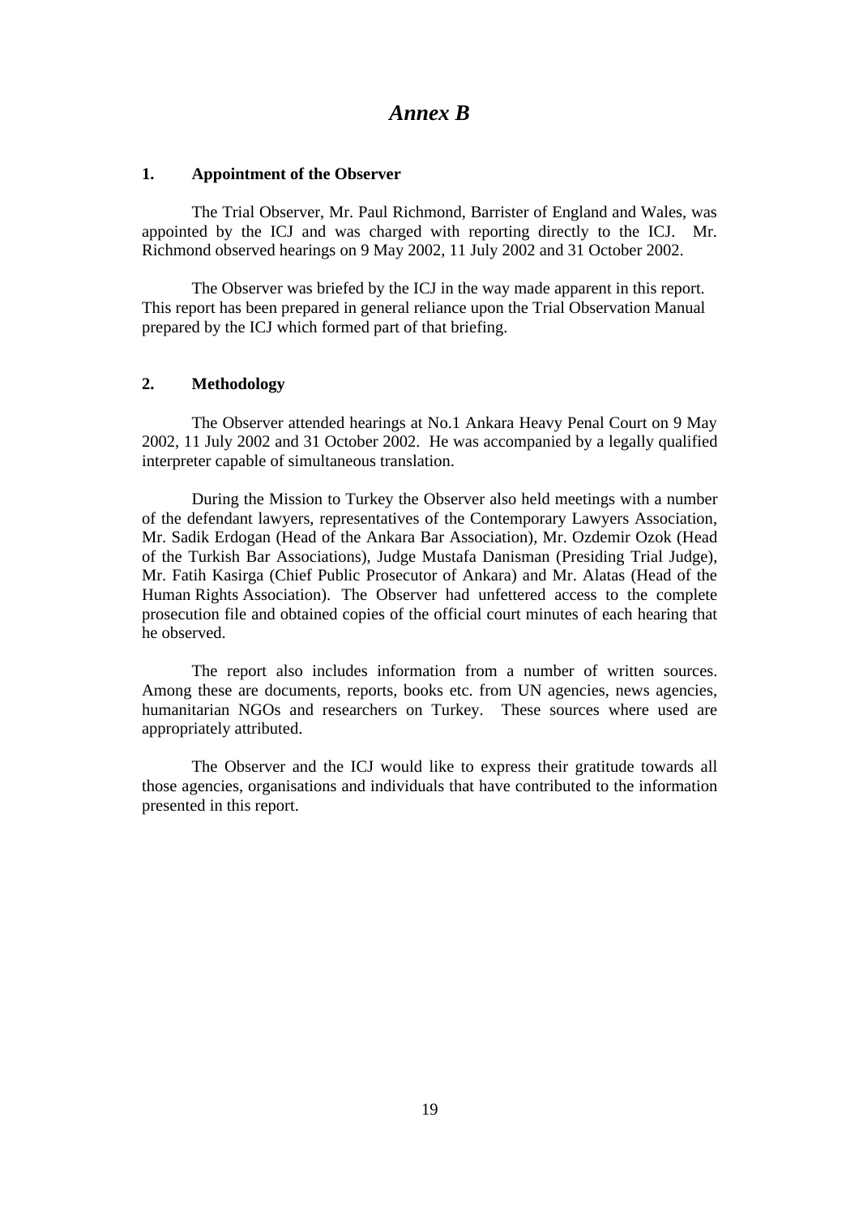# *Annex B*

## 1. Appointment of the Observer

The Trial Observer, Mr. Paul Richmond, Barrister of England and Wales, was appointed by the ICJ and was charged with reporting directly to the ICJ. Mr. Richmond observed hearings on 9 May 2002, 11 July 2002 and 31 October 2002.

The Observer was briefed by the ICJ in the way made apparent in this report. This report has been prepared in general reliance upon the Trial Observation Manual prepared by the ICJ which formed part of that briefing.

## 2. Methodology

The Observer attended hearings at No.1 Ankara Heavy Penal Court on 9 May 2002, 11 July 2002 and 31 October 2002. He was accompanied by a legally qualified interpreter capable of simultaneous translation.

During the Mission to Turkey the Observer also held meetings with a number of the defendant lawyers, representatives of the Contemporary Lawyers Association, Mr. Sadik Erdogan (Head of the Ankara Bar Association), Mr. Ozdemir Ozok (Head of the Turkish Bar Associations), Judge Mustafa Danisman (Presiding Trial Judge), Mr. Fatih Kasirga (Chief Public Prosecutor of Ankara) and Mr. Alatas (Head of the Human Rights Association). The Observer had unfettered access to the complete prosecution file and obtained copies of the official court minutes of each hearing that he observed.

The report also includes information from a number of written sources. Among these are documents, reports, books etc. from UN agencies, news agencies, humanitarian NGOs and researchers on Turkey. These sources where used are appropriately attributed.

The Observer and the ICJ would like to express their gratitude towards all those agencies, organisations and individuals that have contributed to the information presented in this report.